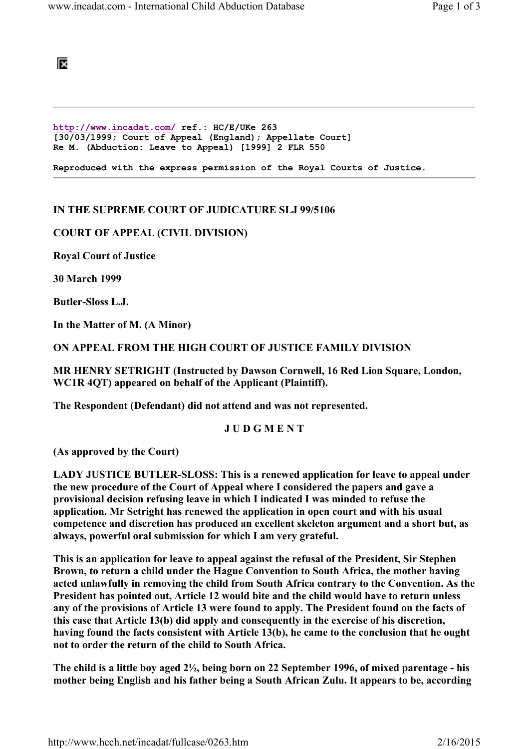http://www.incadat.com/ ref.: HC/E/UKe 263
[30/03/1999; Court of Appeal (England); Appellate Court]
Re M. (Abduction: Leave to Appeal) [1999] 2 FLR 550

Reproduced with the express permission of the Royal Courts of Justice.

---

**IN THE SUPREME COURT OF JUDICATURE SLJ 99/5106**

**COURT OF APPEAL (CIVIL DIVISION)**

**Royal Court of Justice**

**30 March 1999**

**Butler-Sloss L.J.**

**In the Matter of M. (A Minor)**

**ON APPEAL FROM THE HIGH COURT OF JUSTICE FAMILY DIVISION**

**MR HENRY SETRIGHT (Instructed by Dawson Cornwell, 16 Red Lion Square, London, WC1R 4QT) appeared on behalf of the Applicant (Plaintiff).**

**The Respondent (Defendant) did not attend and was not represented.**

**J U D G M E N T**

**(As approved by the Court)**

**LADY JUSTICE BUTLER-SLOSS: This is a renewed application for leave to appeal under the new procedure of the Court of Appeal where I considered the papers and gave a provisional decision refusing leave in which I indicated I was minded to refuse the application. Mr Setright has renewed the application in open court and with his usual competence and discretion has produced an excellent skeleton argument and a short but, as always, powerful oral submission for which I am very grateful.**

**This is an application for leave to appeal against the refusal of the President, Sir Stephen Brown, to return a child under the Hague Convention to South Africa, the mother having acted unlawfully in removing the child from South Africa contrary to the Convention. As the President has pointed out, Article 12 would bite and the child would have to return unless any of the provisions of Article 13 were found to apply. The President found on the facts of this case that Article 13(b) did apply and consequently in the exercise of his discretion, having found the facts consistent with Article 13(b), he came to the conclusion that he ought not to order the return of the child to South Africa.**

**The child is a little boy aged 2½, being born on 22 September 1996, of mixed parentage - his mother being English and his father being a South African Zulu. It appears to be, according**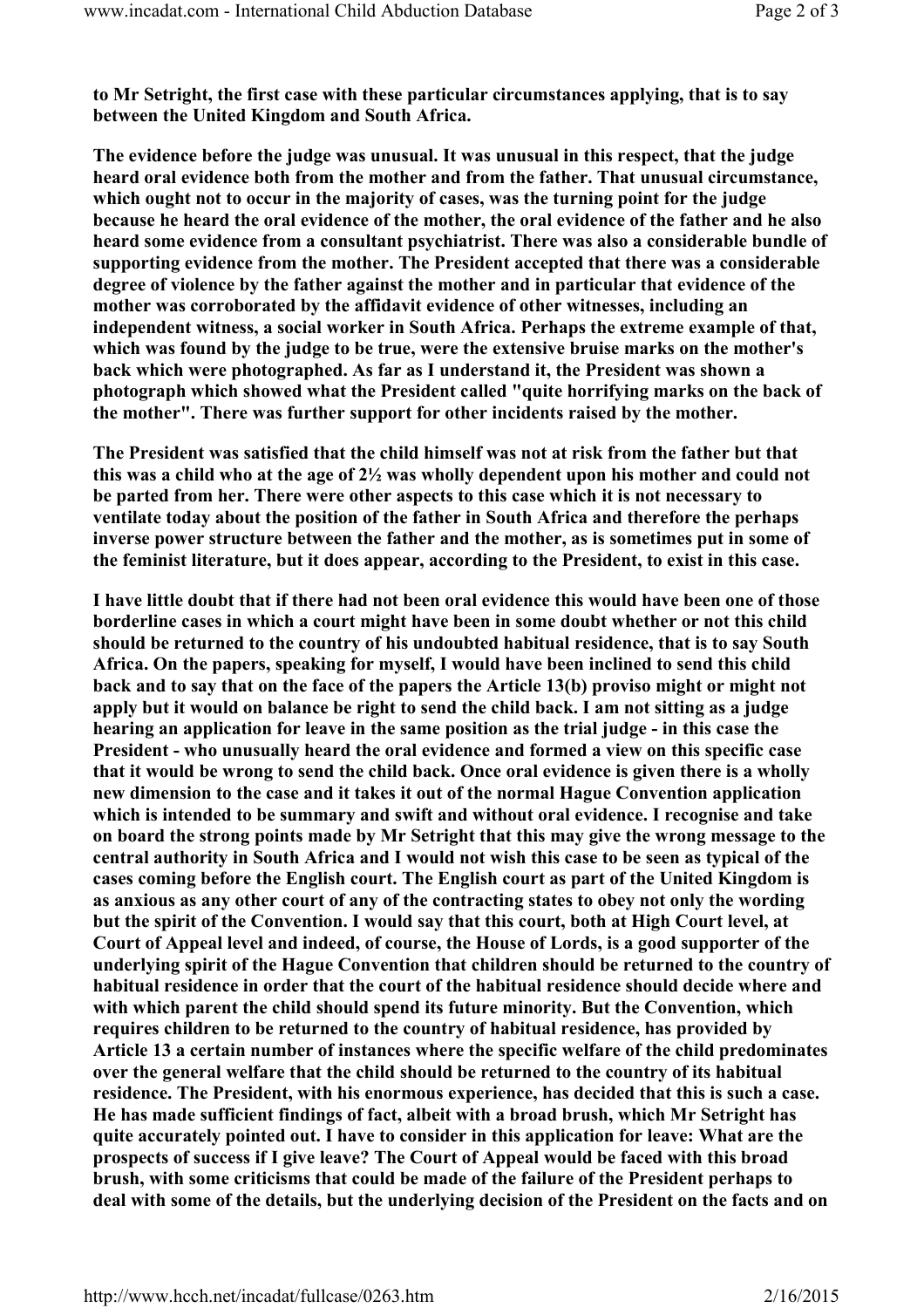**to Mr Setright, the first case with these particular circumstances applying, that is to say between the United Kingdom and South Africa.**

**The evidence before the judge was unusual. It was unusual in this respect, that the judge heard oral evidence both from the mother and from the father. That unusual circumstance, which ought not to occur in the majority of cases, was the turning point for the judge because he heard the oral evidence of the mother, the oral evidence of the father and he also heard some evidence from a consultant psychiatrist. There was also a considerable bundle of supporting evidence from the mother. The President accepted that there was a considerable degree of violence by the father against the mother and in particular that evidence of the mother was corroborated by the affidavit evidence of other witnesses, including an independent witness, a social worker in South Africa. Perhaps the extreme example of that, which was found by the judge to be true, were the extensive bruise marks on the mother's back which were photographed. As far as I understand it, the President was shown a photograph which showed what the President called "quite horrifying marks on the back of the mother". There was further support for other incidents raised by the mother.**

**The President was satisfied that the child himself was not at risk from the father but that this was a child who at the age of 2½ was wholly dependent upon his mother and could not be parted from her. There were other aspects to this case which it is not necessary to ventilate today about the position of the father in South Africa and therefore the perhaps inverse power structure between the father and the mother, as is sometimes put in some of the feminist literature, but it does appear, according to the President, to exist in this case.**

**I have little doubt that if there had not been oral evidence this would have been one of those borderline cases in which a court might have been in some doubt whether or not this child should be returned to the country of his undoubted habitual residence, that is to say South Africa. On the papers, speaking for myself, I would have been inclined to send this child back and to say that on the face of the papers the Article 13(b) proviso might or might not apply but it would on balance be right to send the child back. I am not sitting as a judge hearing an application for leave in the same position as the trial judge - in this case the President - who unusually heard the oral evidence and formed a view on this specific case that it would be wrong to send the child back. Once oral evidence is given there is a wholly new dimension to the case and it takes it out of the normal Hague Convention application which is intended to be summary and swift and without oral evidence. I recognise and take on board the strong points made by Mr Setright that this may give the wrong message to the central authority in South Africa and I would not wish this case to be seen as typical of the cases coming before the English court. The English court as part of the United Kingdom is as anxious as any other court of any of the contracting states to obey not only the wording but the spirit of the Convention. I would say that this court, both at High Court level, at Court of Appeal level and indeed, of course, the House of Lords, is a good supporter of the underlying spirit of the Hague Convention that children should be returned to the country of habitual residence in order that the court of the habitual residence should decide where and with which parent the child should spend its future minority. But the Convention, which requires children to be returned to the country of habitual residence, has provided by Article 13 a certain number of instances where the specific welfare of the child predominates over the general welfare that the child should be returned to the country of its habitual residence. The President, with his enormous experience, has decided that this is such a case. He has made sufficient findings of fact, albeit with a broad brush, which Mr Setright has quite accurately pointed out. I have to consider in this application for leave: What are the prospects of success if I give leave? The Court of Appeal would be faced with this broad brush, with some criticisms that could be made of the failure of the President perhaps to deal with some of the details, but the underlying decision of the President on the facts and on**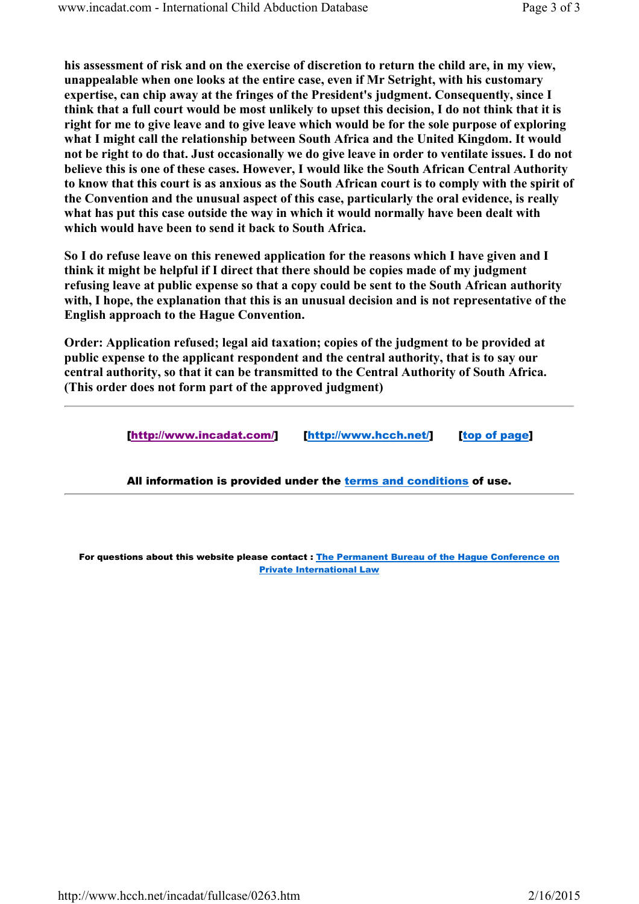**his assessment of risk and on the exercise of discretion to return the child are, in my view, unappealable when one looks at the entire case, even if Mr Setright, with his customary expertise, can chip away at the fringes of the President's judgment. Consequently, since I think that a full court would be most unlikely to upset this decision, I do not think that it is right for me to give leave and to give leave which would be for the sole purpose of exploring what I might call the relationship between South Africa and the United Kingdom. It would not be right to do that. Just occasionally we do give leave in order to ventilate issues. I do not believe this is one of these cases. However, I would like the South African Central Authority to know that this court is as anxious as the South African court is to comply with the spirit of the Convention and the unusual aspect of this case, particularly the oral evidence, is really what has put this case outside the way in which it would normally have been dealt with which would have been to send it back to South Africa.**

**So I do refuse leave on this renewed application for the reasons which I have given and I think it might be helpful if I direct that there should be copies made of my judgment refusing leave at public expense so that a copy could be sent to the South African authority with, I hope, the explanation that this is an unusual decision and is not representative of the English approach to the Hague Convention.**

**Order: Application refused; legal aid taxation; copies of the judgment to be provided at public expense to the applicant respondent and the central authority, that is to say our central authority, so that it can be transmitted to the Central Authority of South Africa. (This order does not form part of the approved judgment)**

---

[http://www.incadat.com/] [http://www.hcch.net/] [top of page]

**All information is provided under the terms and conditions of use.**

---

**For questions about this website please contact : The Permanent Bureau of the Hague Conference on Private International Law**